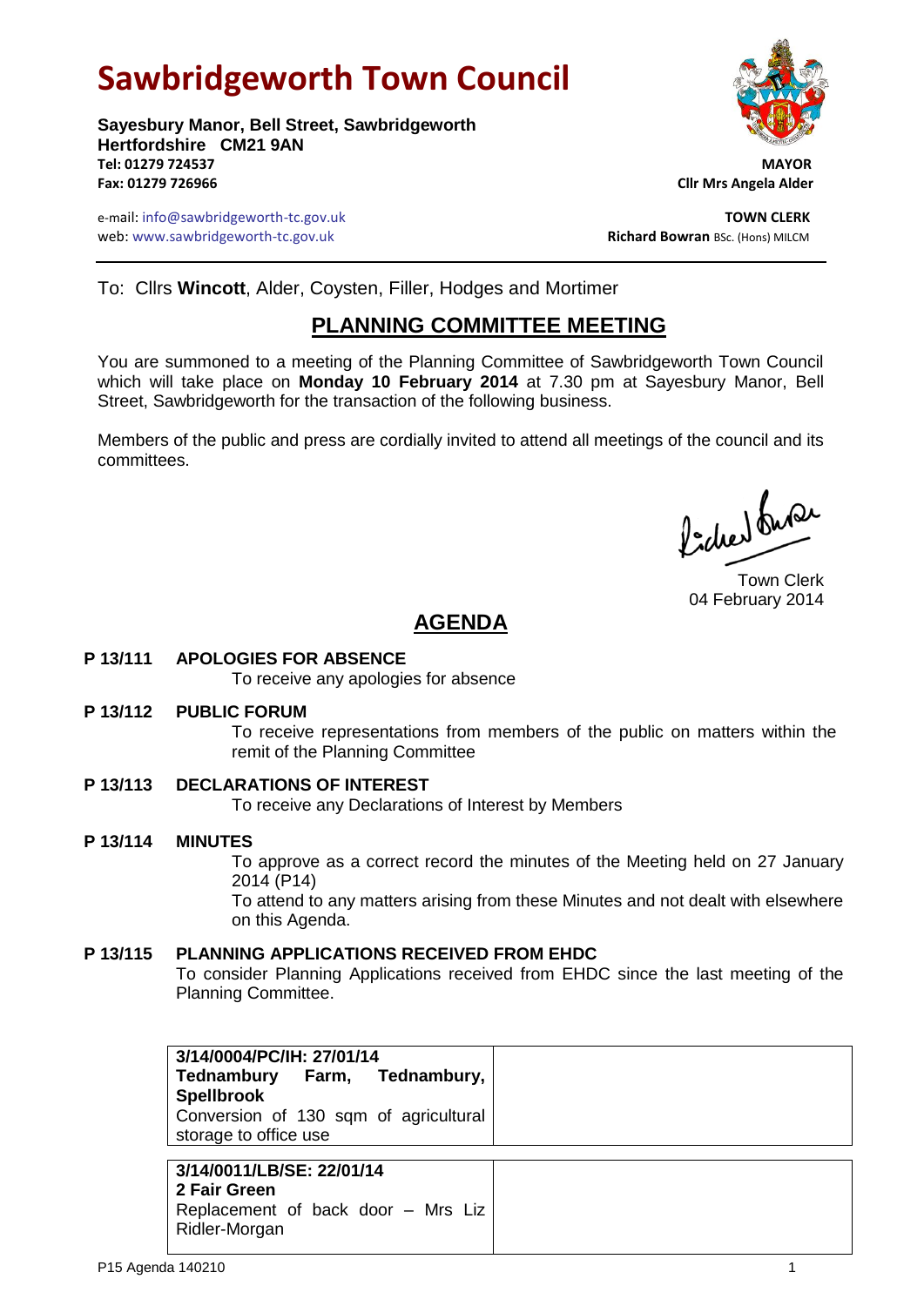# Sawbridgeworth Town Council

**Sayesbury Manor, Bell Street, Sawbridgeworth**
**Hertfordshire CM21 9AN**
**Tel: 01279 724537**
**Fax: 01279 726966**

e-mail: info@sawbridgeworth-tc.gov.uk
web: www.sawbridgeworth-tc.gov.uk

**MAYOR**
**Cllr Mrs Angela Alder**

**TOWN CLERK**
**Richard Bowran** BSc. (Hons) MILCM

To: Cllrs **Wincott**, Alder, Coysten, Filler, Hodges and Mortimer

## PLANNING COMMITTEE MEETING

You are summoned to a meeting of the Planning Committee of Sawbridgeworth Town Council which will take place on **Monday 10 February 2014** at 7.30 pm at Sayesbury Manor, Bell Street, Sawbridgeworth for the transaction of the following business.

Members of the public and press are cordially invited to attend all meetings of the council and its committees.

Town Clerk
04 February 2014

## AGENDA

**P 13/111 APOLOGIES FOR ABSENCE**
To receive any apologies for absence

**P 13/112 PUBLIC FORUM**
To receive representations from members of the public on matters within the remit of the Planning Committee

**P 13/113 DECLARATIONS OF INTEREST**
To receive any Declarations of Interest by Members

**P 13/114 MINUTES**
To approve as a correct record the minutes of the Meeting held on 27 January 2014 (P14)
To attend to any matters arising from these Minutes and not dealt with elsewhere on this Agenda.

**P 13/115 PLANNING APPLICATIONS RECEIVED FROM EHDC**
To consider Planning Applications received from EHDC since the last meeting of the Planning Committee.

| | |
|---|---|
| **3/14/0004/PC/IH: 27/01/14**<br>**Tednambury Farm, Tednambury, Spellbrook**<br>Conversion of 130 sqm of agricultural storage to office use | |

| | |
|---|---|
| **3/14/0011/LB/SE: 22/01/14**<br>**2 Fair Green**<br>Replacement of back door – Mrs Liz Ridler-Morgan | |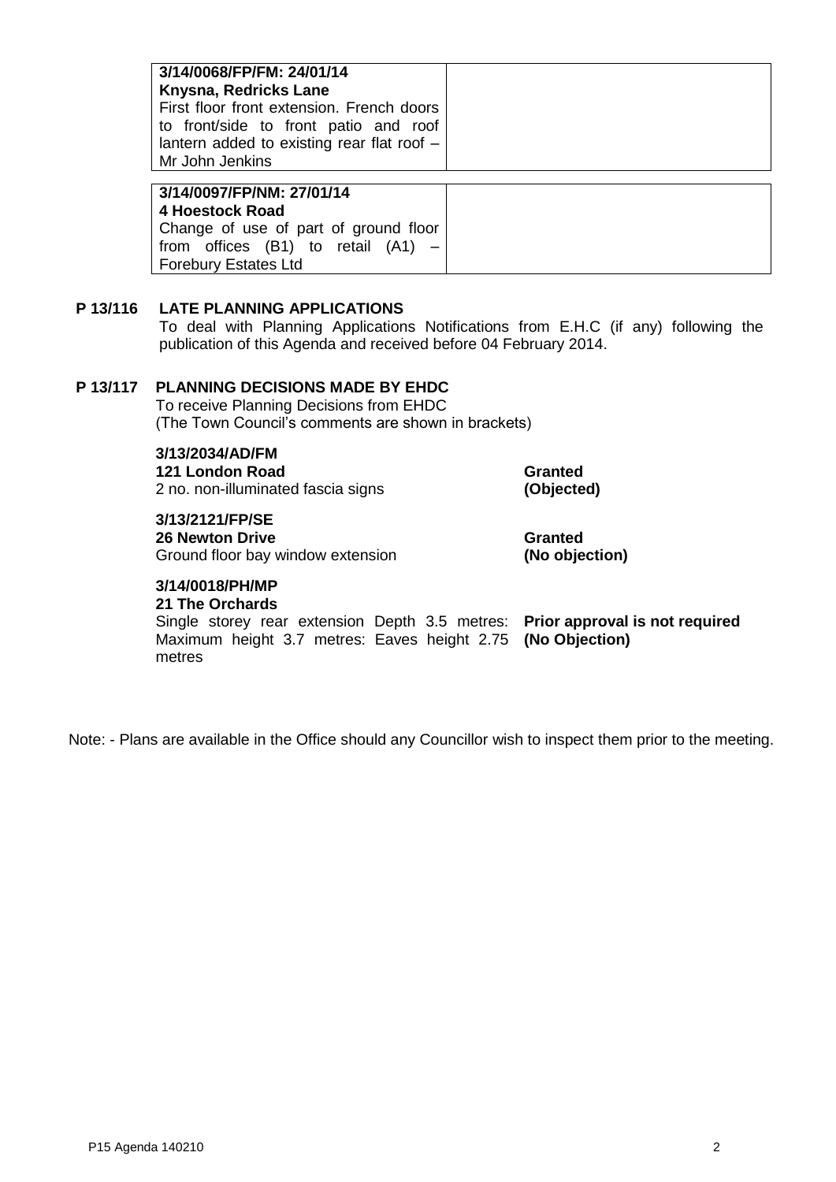| | |
|---|---|
| **3/14/0068/FP/FM: 24/01/14**<br>**Knysna, Redricks Lane**<br>First floor front extension. French doors to front/side to front patio and roof lantern added to existing rear flat roof – Mr John Jenkins | |

| | |
|---|---|
| **3/14/0097/FP/NM: 27/01/14**<br>**4 Hoestock Road**<br>Change of use of part of ground floor from offices (B1) to retail (A1) – Forebury Estates Ltd | |

**P 13/116 LATE PLANNING APPLICATIONS**

To deal with Planning Applications Notifications from E.H.C (if any) following the publication of this Agenda and received before 04 February 2014.

**P 13/117 PLANNING DECISIONS MADE BY EHDC**

To receive Planning Decisions from EHDC
(The Town Council's comments are shown in brackets)

| | |
|---|---|
| **3/13/2034/AD/FM**<br>**121 London Road**<br>2 no. non-illuminated fascia signs | **Granted**<br>**(Objected)** |
| **3/13/2121/FP/SE**<br>**26 Newton Drive**<br>Ground floor bay window extension | **Granted**<br>**(No objection)** |
| **3/14/0018/PH/MP**<br>**21 The Orchards**<br>Single storey rear extension Depth 3.5 metres: Maximum height 3.7 metres: Eaves height 2.75 metres | **Prior approval is not required**<br>**(No Objection)** |

Note: - Plans are available in the Office should any Councillor wish to inspect them prior to the meeting.